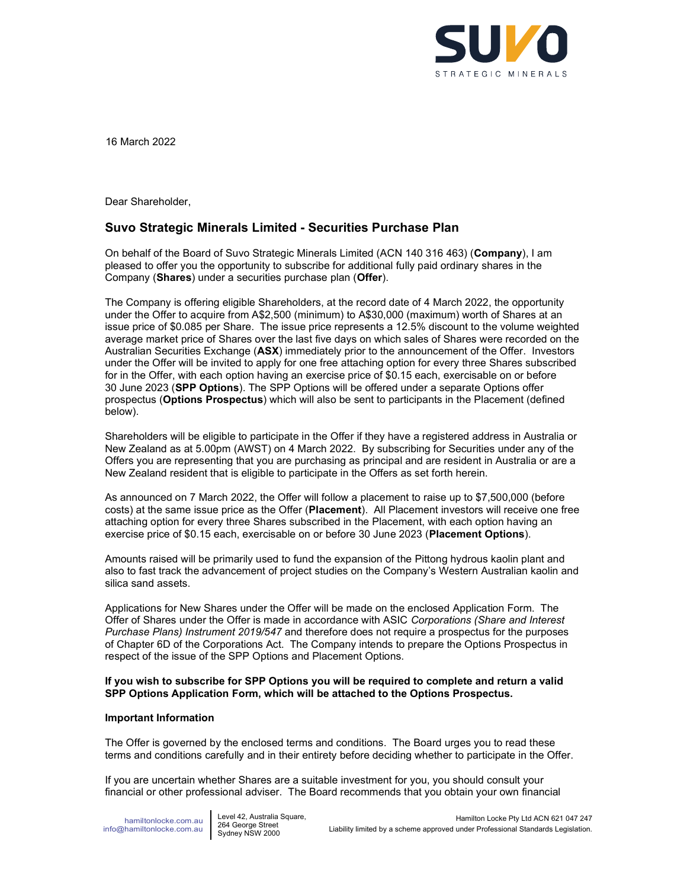16 March 2022

Dear Shareholder,

## Suvo Strategic Minerals Limited - Securities Purchase Plan

On behalf of the Board of Suvo Strategic Minerals Limited (ACN 140 316 463) (**Company**), I am pleased to offer you the opportunity to subscribe for additional fully paid ordinary shares in the Company (**Shares**) under a securities purchase plan (**Offer**).

The Company is offering eligible Shareholders, at the record date of 4 March 2022, the opportunity under the Offer to acquire from A$2,500 (minimum) to A$30,000 (maximum) worth of Shares at an issue price of $0.085 per Share. The issue price represents a 12.5% discount to the volume weighted average market price of Shares over the last five days on which sales of Shares were recorded on the Australian Securities Exchange (**ASX**) immediately prior to the announcement of the Offer. Investors under the Offer will be invited to apply for one free attaching option for every three Shares subscribed for in the Offer, with each option having an exercise price of $0.15 each, exercisable on or before 30 June 2023 (**SPP Options**). The SPP Options will be offered under a separate Options offer prospectus (**Options Prospectus**) which will also be sent to participants in the Placement (defined below).

Shareholders will be eligible to participate in the Offer if they have a registered address in Australia or New Zealand as at 5.00pm (AWST) on 4 March 2022. By subscribing for Securities under any of the Offers you are representing that you are purchasing as principal and are resident in Australia or are a New Zealand resident that is eligible to participate in the Offers as set forth herein.

As announced on 7 March 2022, the Offer will follow a placement to raise up to $7,500,000 (before costs) at the same issue price as the Offer (**Placement**). All Placement investors will receive one free attaching option for every three Shares subscribed in the Placement, with each option having an exercise price of $0.15 each, exercisable on or before 30 June 2023 (**Placement Options**).

Amounts raised will be primarily used to fund the expansion of the Pittong hydrous kaolin plant and also to fast track the advancement of project studies on the Company's Western Australian kaolin and silica sand assets.

Applications for New Shares under the Offer will be made on the enclosed Application Form. The Offer of Shares under the Offer is made in accordance with ASIC *Corporations (Share and Interest Purchase Plans) Instrument 2019/547* and therefore does not require a prospectus for the purposes of Chapter 6D of the Corporations Act. The Company intends to prepare the Options Prospectus in respect of the issue of the SPP Options and Placement Options.

**If you wish to subscribe for SPP Options you will be required to complete and return a valid SPP Options Application Form, which will be attached to the Options Prospectus.**

**Important Information**

The Offer is governed by the enclosed terms and conditions. The Board urges you to read these terms and conditions carefully and in their entirety before deciding whether to participate in the Offer.

If you are uncertain whether Shares are a suitable investment for you, you should consult your financial or other professional adviser. The Board recommends that you obtain your own financial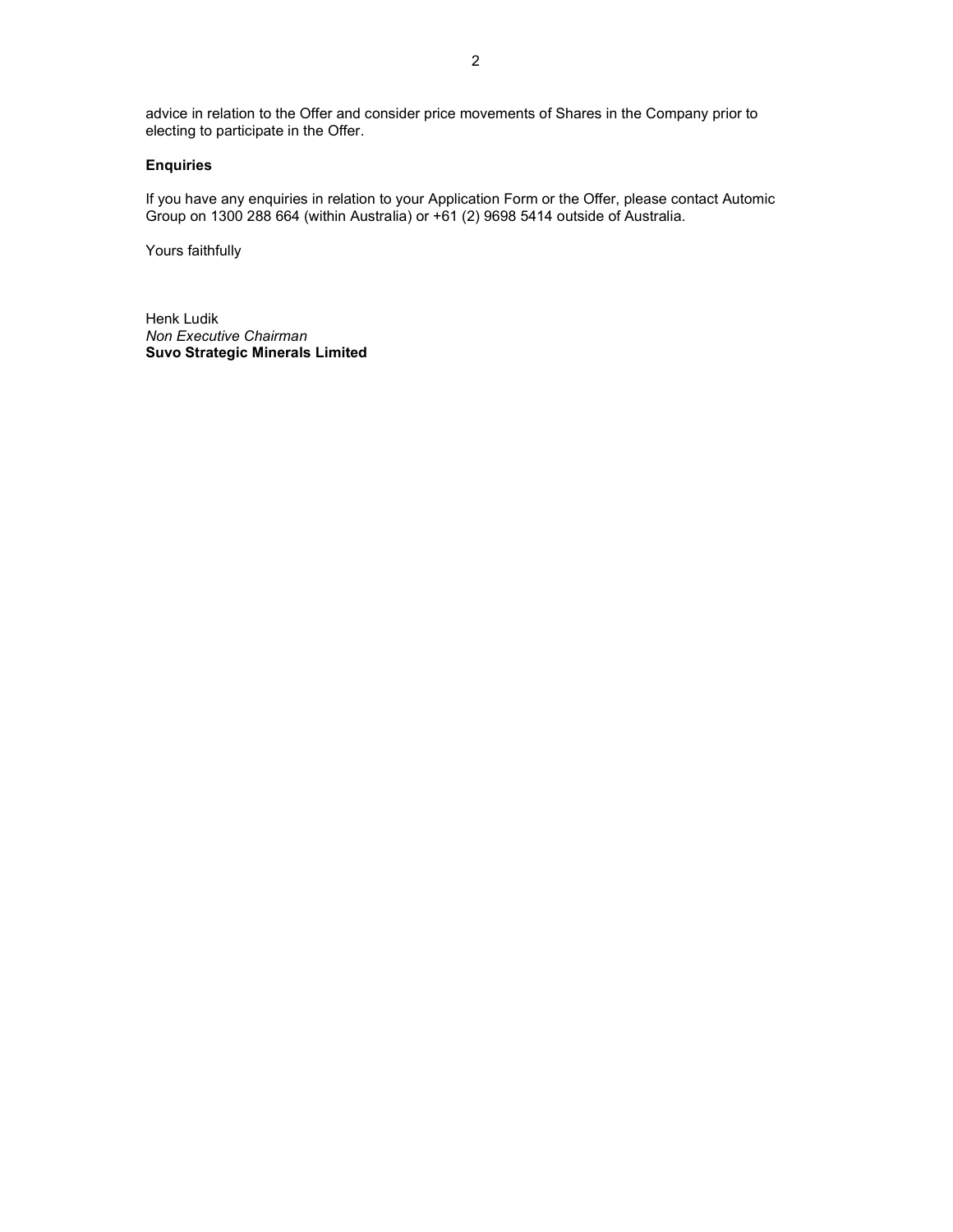advice in relation to the Offer and consider price movements of Shares in the Company prior to electing to participate in the Offer.

**Enquiries**

If you have any enquiries in relation to your Application Form or the Offer, please contact Automic Group on 1300 288 664 (within Australia) or +61 (2) 9698 5414 outside of Australia.

Yours faithfully

Henk Ludik
*Non Executive Chairman*
**Suvo Strategic Minerals Limited**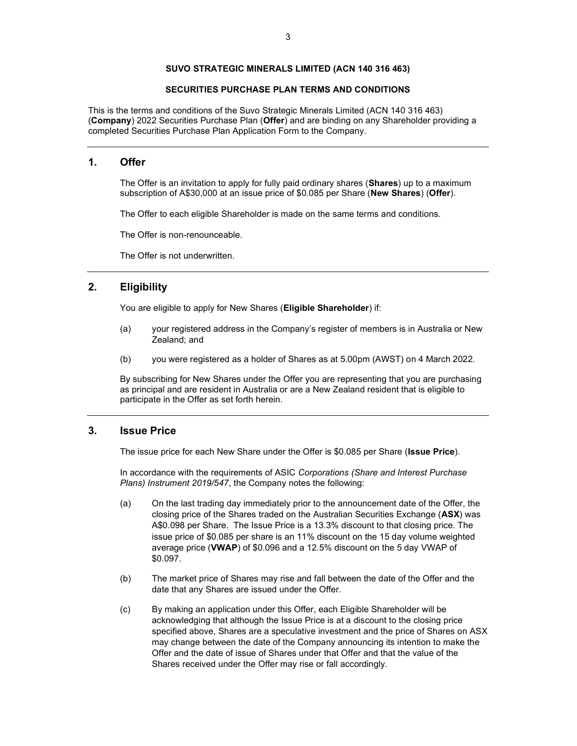**SUVO STRATEGIC MINERALS LIMITED (ACN 140 316 463)**

**SECURITIES PURCHASE PLAN TERMS AND CONDITIONS**

This is the terms and conditions of the Suvo Strategic Minerals Limited (ACN 140 316 463) (**Company**) 2022 Securities Purchase Plan (**Offer**) and are binding on any Shareholder providing a completed Securities Purchase Plan Application Form to the Company.

## 1. Offer

The Offer is an invitation to apply for fully paid ordinary shares (**Shares**) up to a maximum subscription of A$30,000 at an issue price of $0.085 per Share (**New Shares**) (**Offer**).

The Offer to each eligible Shareholder is made on the same terms and conditions.

The Offer is non-renounceable.

The Offer is not underwritten.

## 2. Eligibility

You are eligible to apply for New Shares (**Eligible Shareholder**) if:

(a) your registered address in the Company's register of members is in Australia or New Zealand; and

(b) you were registered as a holder of Shares as at 5.00pm (AWST) on 4 March 2022.

By subscribing for New Shares under the Offer you are representing that you are purchasing as principal and are resident in Australia or are a New Zealand resident that is eligible to participate in the Offer as set forth herein.

## 3. Issue Price

The issue price for each New Share under the Offer is $0.085 per Share (**Issue Price**).

In accordance with the requirements of ASIC *Corporations (Share and Interest Purchase Plans) Instrument 2019/547*, the Company notes the following:

(a) On the last trading day immediately prior to the announcement date of the Offer, the closing price of the Shares traded on the Australian Securities Exchange (**ASX**) was A$0.098 per Share. The Issue Price is a 13.3% discount to that closing price. The issue price of $0.085 per share is an 11% discount on the 15 day volume weighted average price (**VWAP**) of $0.096 and a 12.5% discount on the 5 day VWAP of $0.097.

(b) The market price of Shares may rise and fall between the date of the Offer and the date that any Shares are issued under the Offer.

(c) By making an application under this Offer, each Eligible Shareholder will be acknowledging that although the Issue Price is at a discount to the closing price specified above, Shares are a speculative investment and the price of Shares on ASX may change between the date of the Company announcing its intention to make the Offer and the date of issue of Shares under that Offer and that the value of the Shares received under the Offer may rise or fall accordingly.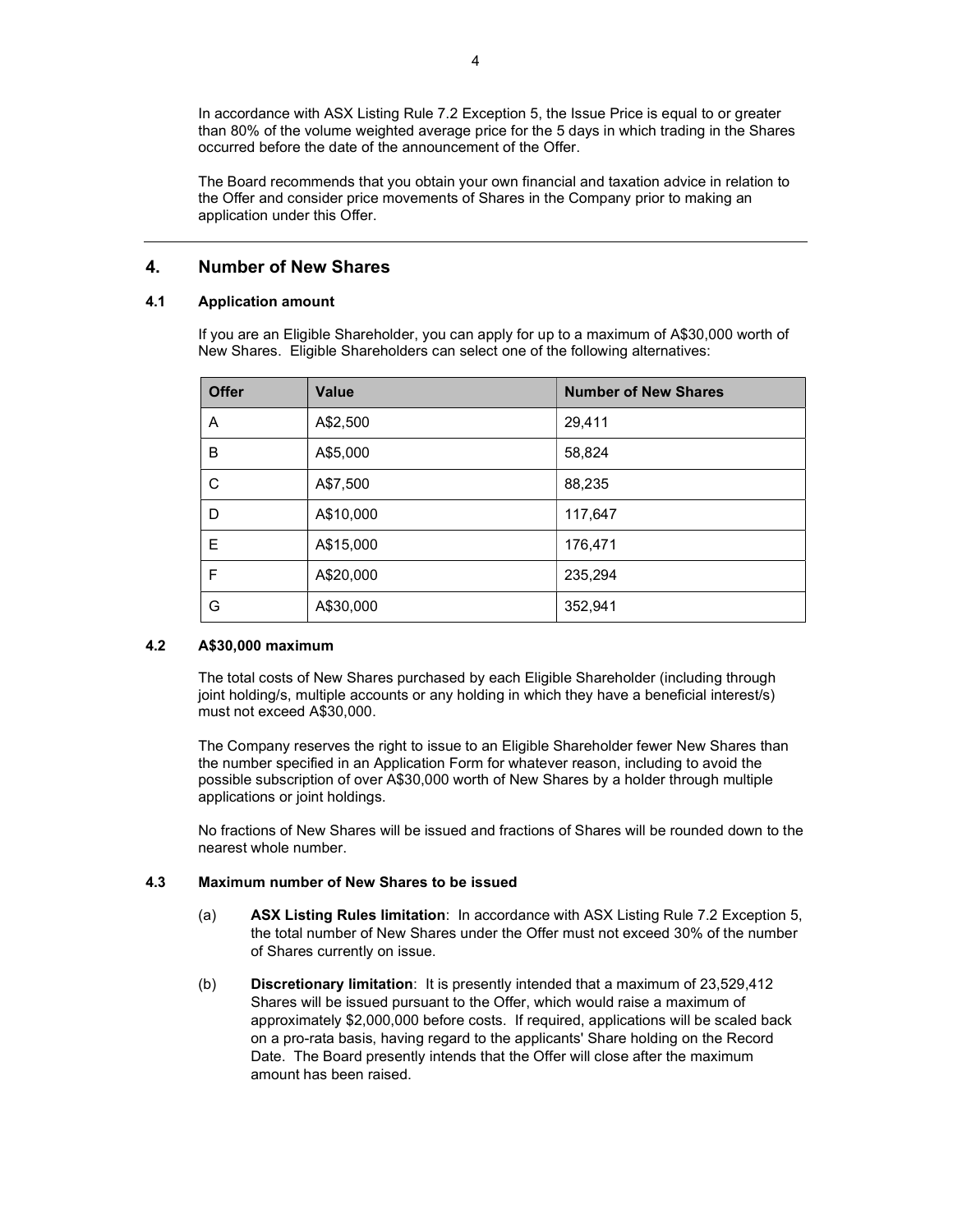In accordance with ASX Listing Rule 7.2 Exception 5, the Issue Price is equal to or greater than 80% of the volume weighted average price for the 5 days in which trading in the Shares occurred before the date of the announcement of the Offer.

The Board recommends that you obtain your own financial and taxation advice in relation to the Offer and consider price movements of Shares in the Company prior to making an application under this Offer.

## 4. Number of New Shares

### 4.1 Application amount

If you are an Eligible Shareholder, you can apply for up to a maximum of A$30,000 worth of New Shares. Eligible Shareholders can select one of the following alternatives:

| Offer | Value | Number of New Shares |
|---|---|---|
| A | A$2,500 | 29,411 |
| B | A$5,000 | 58,824 |
| C | A$7,500 | 88,235 |
| D | A$10,000 | 117,647 |
| E | A$15,000 | 176,471 |
| F | A$20,000 | 235,294 |
| G | A$30,000 | 352,941 |

### 4.2 A$30,000 maximum

The total costs of New Shares purchased by each Eligible Shareholder (including through joint holding/s, multiple accounts or any holding in which they have a beneficial interest/s) must not exceed A$30,000.

The Company reserves the right to issue to an Eligible Shareholder fewer New Shares than the number specified in an Application Form for whatever reason, including to avoid the possible subscription of over A$30,000 worth of New Shares by a holder through multiple applications or joint holdings.

No fractions of New Shares will be issued and fractions of Shares will be rounded down to the nearest whole number.

### 4.3 Maximum number of New Shares to be issued

(a) **ASX Listing Rules limitation**: In accordance with ASX Listing Rule 7.2 Exception 5, the total number of New Shares under the Offer must not exceed 30% of the number of Shares currently on issue.

(b) **Discretionary limitation**: It is presently intended that a maximum of 23,529,412 Shares will be issued pursuant to the Offer, which would raise a maximum of approximately $2,000,000 before costs. If required, applications will be scaled back on a pro-rata basis, having regard to the applicants' Share holding on the Record Date. The Board presently intends that the Offer will close after the maximum amount has been raised.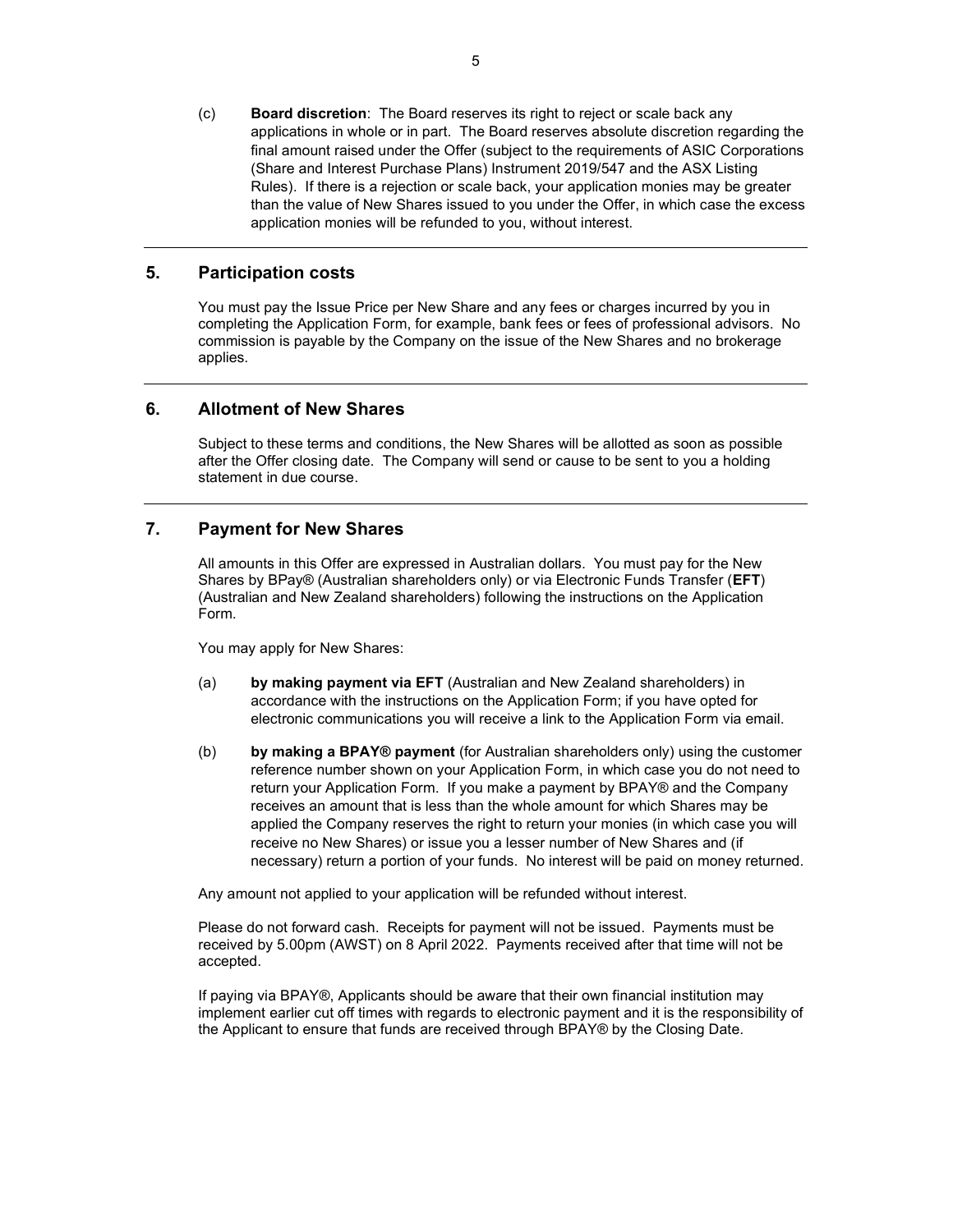(c) **Board discretion**: The Board reserves its right to reject or scale back any applications in whole or in part. The Board reserves absolute discretion regarding the final amount raised under the Offer (subject to the requirements of ASIC Corporations (Share and Interest Purchase Plans) Instrument 2019/547 and the ASX Listing Rules). If there is a rejection or scale back, your application monies may be greater than the value of New Shares issued to you under the Offer, in which case the excess application monies will be refunded to you, without interest.

## 5. Participation costs

You must pay the Issue Price per New Share and any fees or charges incurred by you in completing the Application Form, for example, bank fees or fees of professional advisors. No commission is payable by the Company on the issue of the New Shares and no brokerage applies.

## 6. Allotment of New Shares

Subject to these terms and conditions, the New Shares will be allotted as soon as possible after the Offer closing date. The Company will send or cause to be sent to you a holding statement in due course.

## 7. Payment for New Shares

All amounts in this Offer are expressed in Australian dollars. You must pay for the New Shares by BPay® (Australian shareholders only) or via Electronic Funds Transfer (**EFT**) (Australian and New Zealand shareholders) following the instructions on the Application Form.

You may apply for New Shares:

(a) **by making payment via EFT** (Australian and New Zealand shareholders) in accordance with the instructions on the Application Form; if you have opted for electronic communications you will receive a link to the Application Form via email.

(b) **by making a BPAY® payment** (for Australian shareholders only) using the customer reference number shown on your Application Form, in which case you do not need to return your Application Form. If you make a payment by BPAY® and the Company receives an amount that is less than the whole amount for which Shares may be applied the Company reserves the right to return your monies (in which case you will receive no New Shares) or issue you a lesser number of New Shares and (if necessary) return a portion of your funds. No interest will be paid on money returned.

Any amount not applied to your application will be refunded without interest.

Please do not forward cash. Receipts for payment will not be issued. Payments must be received by 5.00pm (AWST) on 8 April 2022. Payments received after that time will not be accepted.

If paying via BPAY®, Applicants should be aware that their own financial institution may implement earlier cut off times with regards to electronic payment and it is the responsibility of the Applicant to ensure that funds are received through BPAY® by the Closing Date.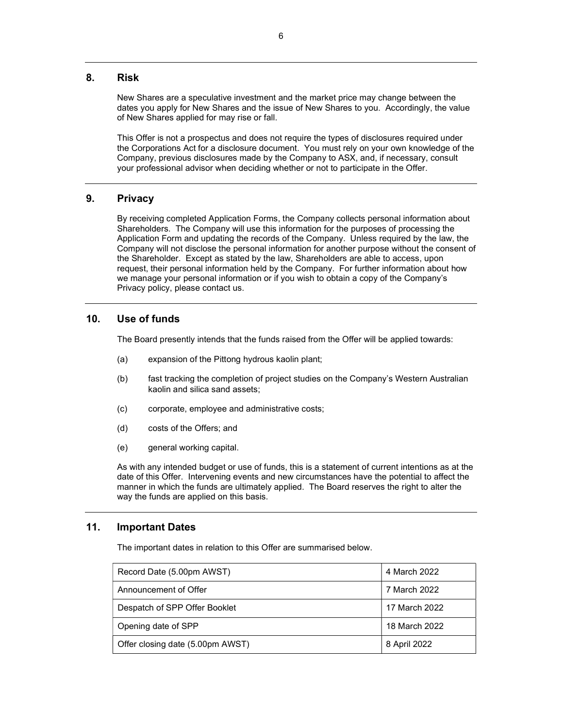## 8. Risk

New Shares are a speculative investment and the market price may change between the dates you apply for New Shares and the issue of New Shares to you. Accordingly, the value of New Shares applied for may rise or fall.

This Offer is not a prospectus and does not require the types of disclosures required under the Corporations Act for a disclosure document. You must rely on your own knowledge of the Company, previous disclosures made by the Company to ASX, and, if necessary, consult your professional advisor when deciding whether or not to participate in the Offer.

## 9. Privacy

By receiving completed Application Forms, the Company collects personal information about Shareholders. The Company will use this information for the purposes of processing the Application Form and updating the records of the Company. Unless required by the law, the Company will not disclose the personal information for another purpose without the consent of the Shareholder. Except as stated by the law, Shareholders are able to access, upon request, their personal information held by the Company. For further information about how we manage your personal information or if you wish to obtain a copy of the Company's Privacy policy, please contact us.

## 10. Use of funds

The Board presently intends that the funds raised from the Offer will be applied towards:

(a) expansion of the Pittong hydrous kaolin plant;

(b) fast tracking the completion of project studies on the Company's Western Australian kaolin and silica sand assets;

(c) corporate, employee and administrative costs;

(d) costs of the Offers; and

(e) general working capital.

As with any intended budget or use of funds, this is a statement of current intentions as at the date of this Offer. Intervening events and new circumstances have the potential to affect the manner in which the funds are ultimately applied. The Board reserves the right to alter the way the funds are applied on this basis.

## 11. Important Dates

The important dates in relation to this Offer are summarised below.

| | |
|---|---|
| Record Date (5.00pm AWST) | 4 March 2022 |
| Announcement of Offer | 7 March 2022 |
| Despatch of SPP Offer Booklet | 17 March 2022 |
| Opening date of SPP | 18 March 2022 |
| Offer closing date (5.00pm AWST) | 8 April 2022 |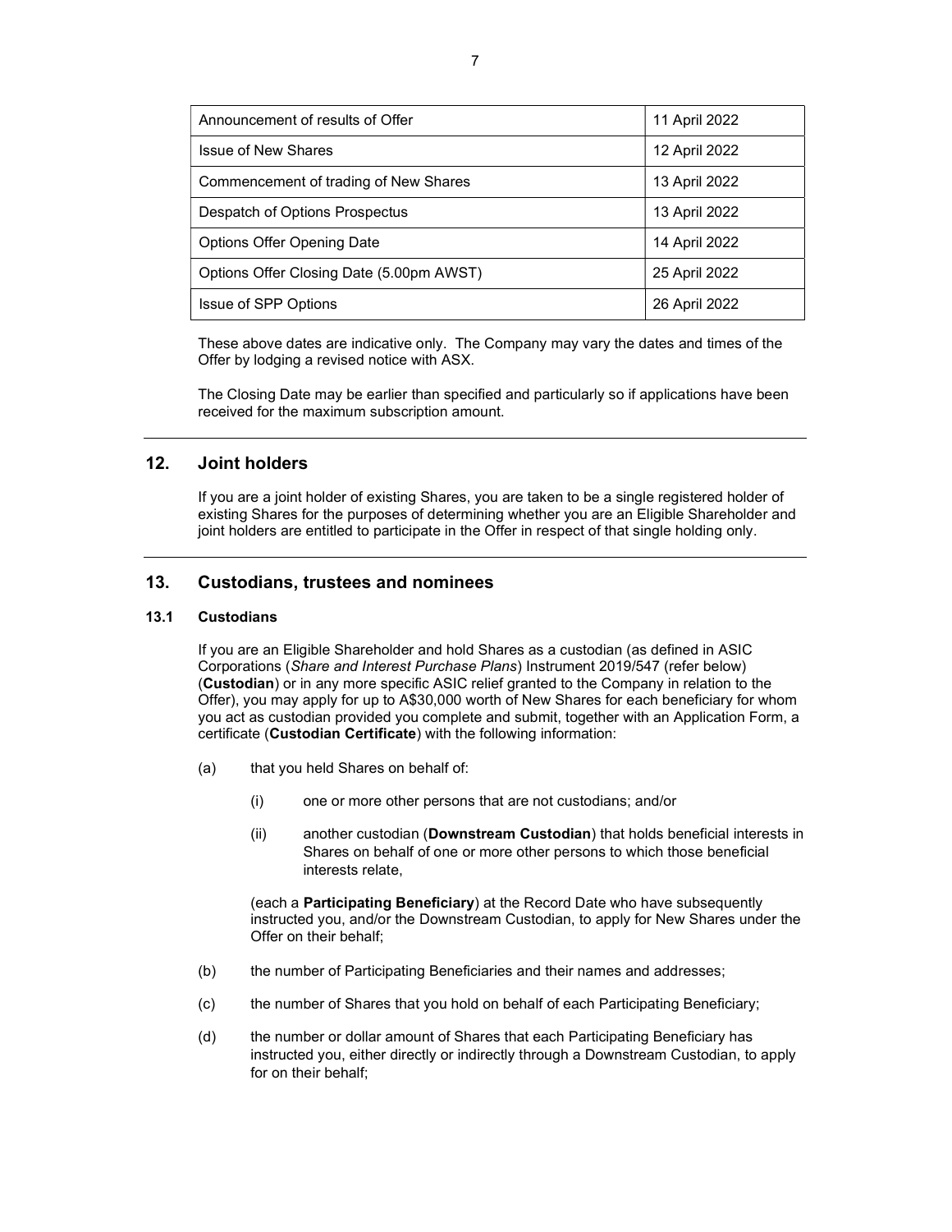| Announcement of results of Offer | 11 April 2022 |
|---|---|
| Issue of New Shares | 12 April 2022 |
| Commencement of trading of New Shares | 13 April 2022 |
| Despatch of Options Prospectus | 13 April 2022 |
| Options Offer Opening Date | 14 April 2022 |
| Options Offer Closing Date (5.00pm AWST) | 25 April 2022 |
| Issue of SPP Options | 26 April 2022 |

These above dates are indicative only. The Company may vary the dates and times of the Offer by lodging a revised notice with ASX.

The Closing Date may be earlier than specified and particularly so if applications have been received for the maximum subscription amount.

## 12. Joint holders

If you are a joint holder of existing Shares, you are taken to be a single registered holder of existing Shares for the purposes of determining whether you are an Eligible Shareholder and joint holders are entitled to participate in the Offer in respect of that single holding only.

## 13. Custodians, trustees and nominees

### 13.1 Custodians

If you are an Eligible Shareholder and hold Shares as a custodian (as defined in ASIC Corporations (*Share and Interest Purchase Plans*) Instrument 2019/547 (refer below) (**Custodian**) or in any more specific ASIC relief granted to the Company in relation to the Offer), you may apply for up to A$30,000 worth of New Shares for each beneficiary for whom you act as custodian provided you complete and submit, together with an Application Form, a certificate (**Custodian Certificate**) with the following information:

(a) that you held Shares on behalf of:

(i) one or more other persons that are not custodians; and/or

(ii) another custodian (**Downstream Custodian**) that holds beneficial interests in Shares on behalf of one or more other persons to which those beneficial interests relate,

(each a **Participating Beneficiary**) at the Record Date who have subsequently instructed you, and/or the Downstream Custodian, to apply for New Shares under the Offer on their behalf;

(b) the number of Participating Beneficiaries and their names and addresses;

(c) the number of Shares that you hold on behalf of each Participating Beneficiary;

(d) the number or dollar amount of Shares that each Participating Beneficiary has instructed you, either directly or indirectly through a Downstream Custodian, to apply for on their behalf;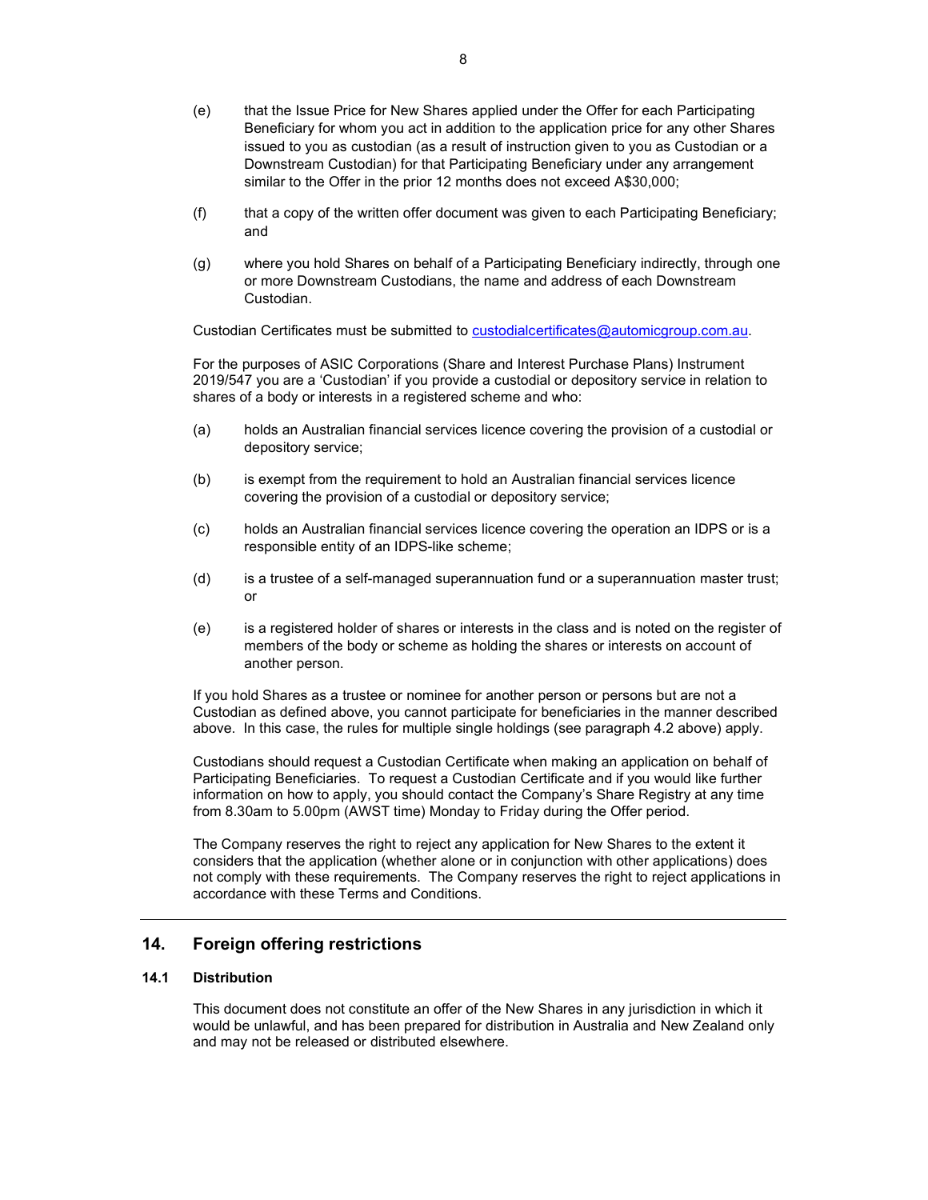(e) that the Issue Price for New Shares applied under the Offer for each Participating Beneficiary for whom you act in addition to the application price for any other Shares issued to you as custodian (as a result of instruction given to you as Custodian or a Downstream Custodian) for that Participating Beneficiary under any arrangement similar to the Offer in the prior 12 months does not exceed A$30,000;

(f) that a copy of the written offer document was given to each Participating Beneficiary; and

(g) where you hold Shares on behalf of a Participating Beneficiary indirectly, through one or more Downstream Custodians, the name and address of each Downstream Custodian.

Custodian Certificates must be submitted to custodialcertificates@automicgroup.com.au.

For the purposes of ASIC Corporations (Share and Interest Purchase Plans) Instrument 2019/547 you are a 'Custodian' if you provide a custodial or depository service in relation to shares of a body or interests in a registered scheme and who:

(a) holds an Australian financial services licence covering the provision of a custodial or depository service;

(b) is exempt from the requirement to hold an Australian financial services licence covering the provision of a custodial or depository service;

(c) holds an Australian financial services licence covering the operation an IDPS or is a responsible entity of an IDPS-like scheme;

(d) is a trustee of a self-managed superannuation fund or a superannuation master trust; or

(e) is a registered holder of shares or interests in the class and is noted on the register of members of the body or scheme as holding the shares or interests on account of another person.

If you hold Shares as a trustee or nominee for another person or persons but are not a Custodian as defined above, you cannot participate for beneficiaries in the manner described above. In this case, the rules for multiple single holdings (see paragraph 4.2 above) apply.

Custodians should request a Custodian Certificate when making an application on behalf of Participating Beneficiaries. To request a Custodian Certificate and if you would like further information on how to apply, you should contact the Company's Share Registry at any time from 8.30am to 5.00pm (AWST time) Monday to Friday during the Offer period.

The Company reserves the right to reject any application for New Shares to the extent it considers that the application (whether alone or in conjunction with other applications) does not comply with these requirements. The Company reserves the right to reject applications in accordance with these Terms and Conditions.

## 14. Foreign offering restrictions

### 14.1 Distribution

This document does not constitute an offer of the New Shares in any jurisdiction in which it would be unlawful, and has been prepared for distribution in Australia and New Zealand only and may not be released or distributed elsewhere.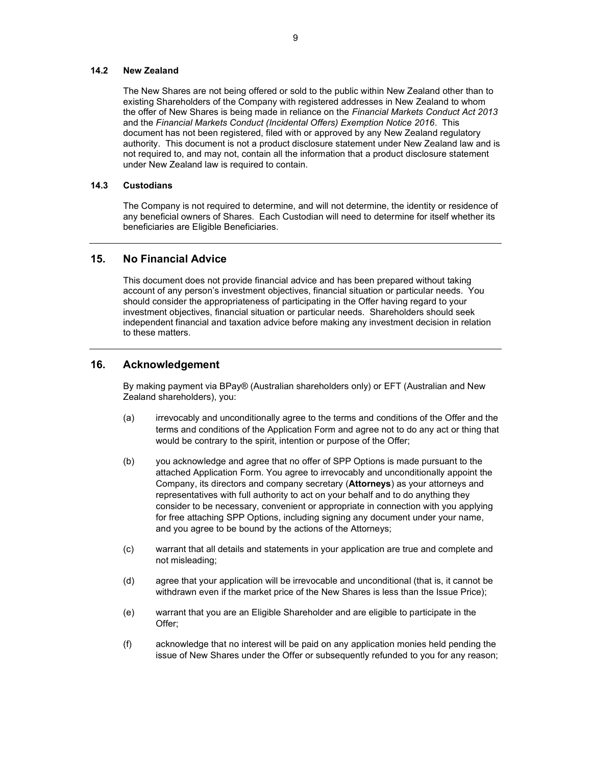### 14.2 New Zealand

The New Shares are not being offered or sold to the public within New Zealand other than to existing Shareholders of the Company with registered addresses in New Zealand to whom the offer of New Shares is being made in reliance on the *Financial Markets Conduct Act 2013* and the *Financial Markets Conduct (Incidental Offers) Exemption Notice 2016*. This document has not been registered, filed with or approved by any New Zealand regulatory authority. This document is not a product disclosure statement under New Zealand law and is not required to, and may not, contain all the information that a product disclosure statement under New Zealand law is required to contain.

### 14.3 Custodians

The Company is not required to determine, and will not determine, the identity or residence of any beneficial owners of Shares. Each Custodian will need to determine for itself whether its beneficiaries are Eligible Beneficiaries.

## 15. No Financial Advice

This document does not provide financial advice and has been prepared without taking account of any person's investment objectives, financial situation or particular needs. You should consider the appropriateness of participating in the Offer having regard to your investment objectives, financial situation or particular needs. Shareholders should seek independent financial and taxation advice before making any investment decision in relation to these matters.

## 16. Acknowledgement

By making payment via BPay® (Australian shareholders only) or EFT (Australian and New Zealand shareholders), you:

(a) irrevocably and unconditionally agree to the terms and conditions of the Offer and the terms and conditions of the Application Form and agree not to do any act or thing that would be contrary to the spirit, intention or purpose of the Offer;

(b) you acknowledge and agree that no offer of SPP Options is made pursuant to the attached Application Form. You agree to irrevocably and unconditionally appoint the Company, its directors and company secretary (**Attorneys**) as your attorneys and representatives with full authority to act on your behalf and to do anything they consider to be necessary, convenient or appropriate in connection with you applying for free attaching SPP Options, including signing any document under your name, and you agree to be bound by the actions of the Attorneys;

(c) warrant that all details and statements in your application are true and complete and not misleading;

(d) agree that your application will be irrevocable and unconditional (that is, it cannot be withdrawn even if the market price of the New Shares is less than the Issue Price);

(e) warrant that you are an Eligible Shareholder and are eligible to participate in the Offer;

(f) acknowledge that no interest will be paid on any application monies held pending the issue of New Shares under the Offer or subsequently refunded to you for any reason;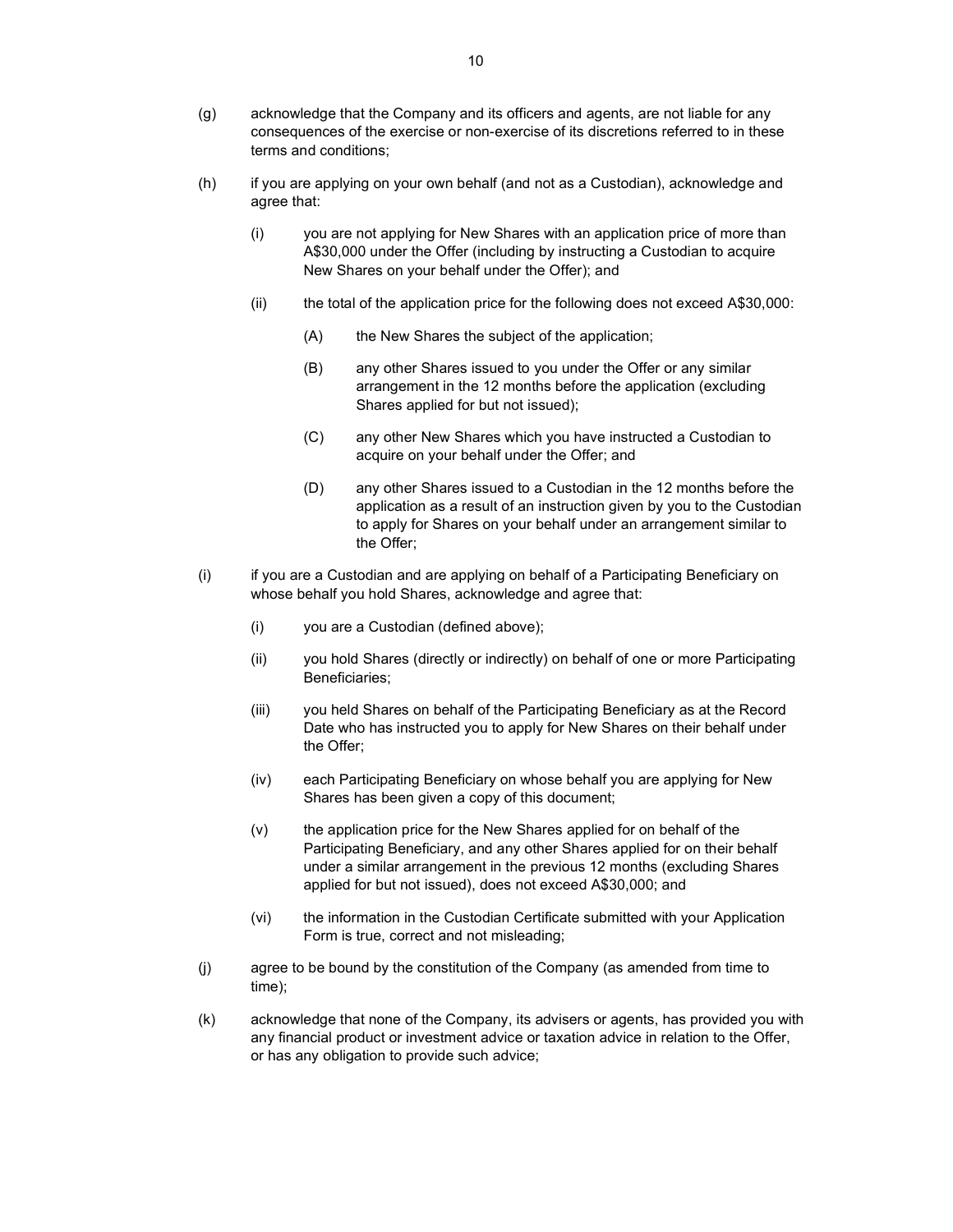(g) acknowledge that the Company and its officers and agents, are not liable for any consequences of the exercise or non-exercise of its discretions referred to in these terms and conditions;

(h) if you are applying on your own behalf (and not as a Custodian), acknowledge and agree that:

   (i) you are not applying for New Shares with an application price of more than A$30,000 under the Offer (including by instructing a Custodian to acquire New Shares on your behalf under the Offer); and

   (ii) the total of the application price for the following does not exceed A$30,000:

      (A) the New Shares the subject of the application;

      (B) any other Shares issued to you under the Offer or any similar arrangement in the 12 months before the application (excluding Shares applied for but not issued);

      (C) any other New Shares which you have instructed a Custodian to acquire on your behalf under the Offer; and

      (D) any other Shares issued to a Custodian in the 12 months before the application as a result of an instruction given by you to the Custodian to apply for Shares on your behalf under an arrangement similar to the Offer;

(i) if you are a Custodian and are applying on behalf of a Participating Beneficiary on whose behalf you hold Shares, acknowledge and agree that:

   (i) you are a Custodian (defined above);

   (ii) you hold Shares (directly or indirectly) on behalf of one or more Participating Beneficiaries;

   (iii) you held Shares on behalf of the Participating Beneficiary as at the Record Date who has instructed you to apply for New Shares on their behalf under the Offer;

   (iv) each Participating Beneficiary on whose behalf you are applying for New Shares has been given a copy of this document;

   (v) the application price for the New Shares applied for on behalf of the Participating Beneficiary, and any other Shares applied for on their behalf under a similar arrangement in the previous 12 months (excluding Shares applied for but not issued), does not exceed A$30,000; and

   (vi) the information in the Custodian Certificate submitted with your Application Form is true, correct and not misleading;

(j) agree to be bound by the constitution of the Company (as amended from time to time);

(k) acknowledge that none of the Company, its advisers or agents, has provided you with any financial product or investment advice or taxation advice in relation to the Offer, or has any obligation to provide such advice;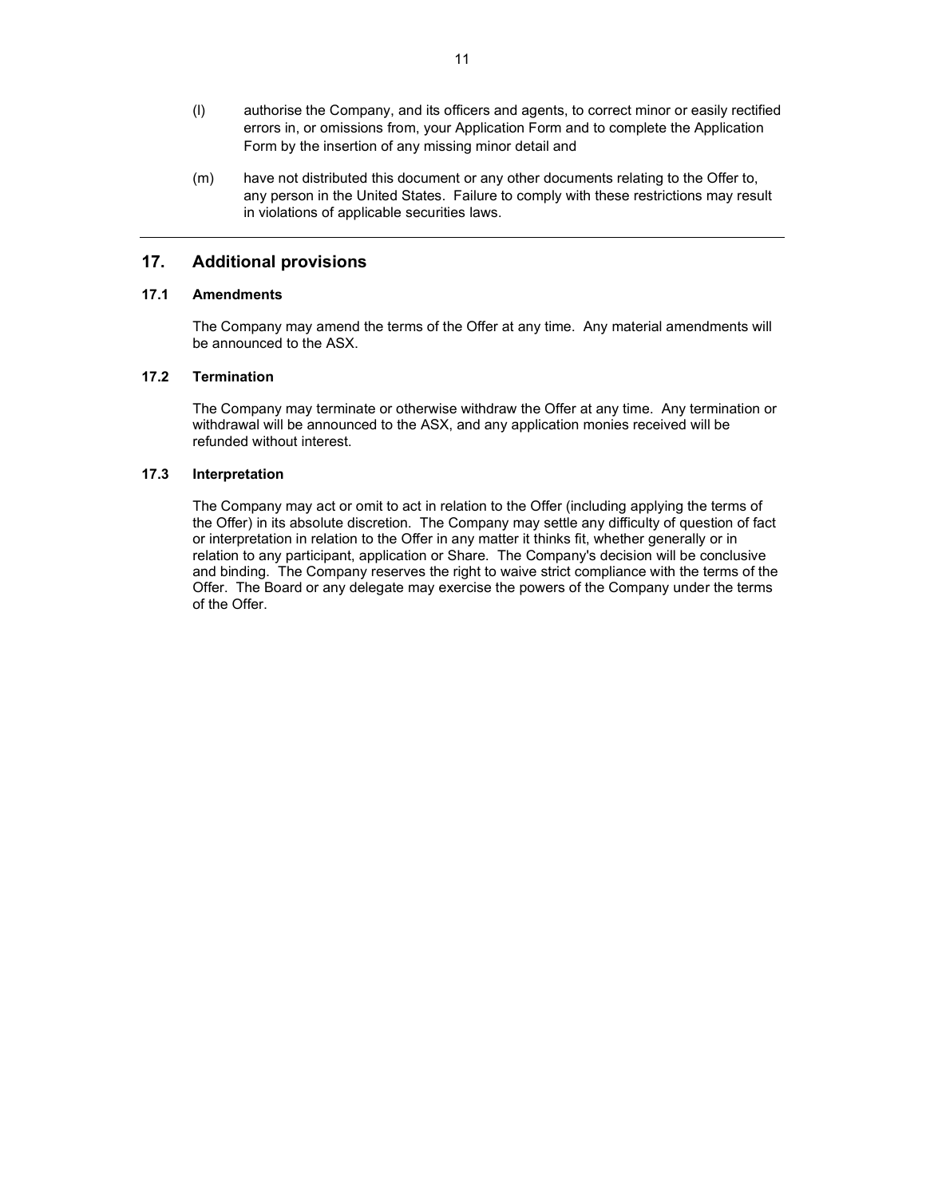(l) authorise the Company, and its officers and agents, to correct minor or easily rectified errors in, or omissions from, your Application Form and to complete the Application Form by the insertion of any missing minor detail and

(m) have not distributed this document or any other documents relating to the Offer to, any person in the United States. Failure to comply with these restrictions may result in violations of applicable securities laws.

---

## 17. Additional provisions

### 17.1 Amendments

The Company may amend the terms of the Offer at any time. Any material amendments will be announced to the ASX.

### 17.2 Termination

The Company may terminate or otherwise withdraw the Offer at any time. Any termination or withdrawal will be announced to the ASX, and any application monies received will be refunded without interest.

### 17.3 Interpretation

The Company may act or omit to act in relation to the Offer (including applying the terms of the Offer) in its absolute discretion. The Company may settle any difficulty of question of fact or interpretation in relation to the Offer in any matter it thinks fit, whether generally or in relation to any participant, application or Share. The Company's decision will be conclusive and binding. The Company reserves the right to waive strict compliance with the terms of the Offer. The Board or any delegate may exercise the powers of the Company under the terms of the Offer.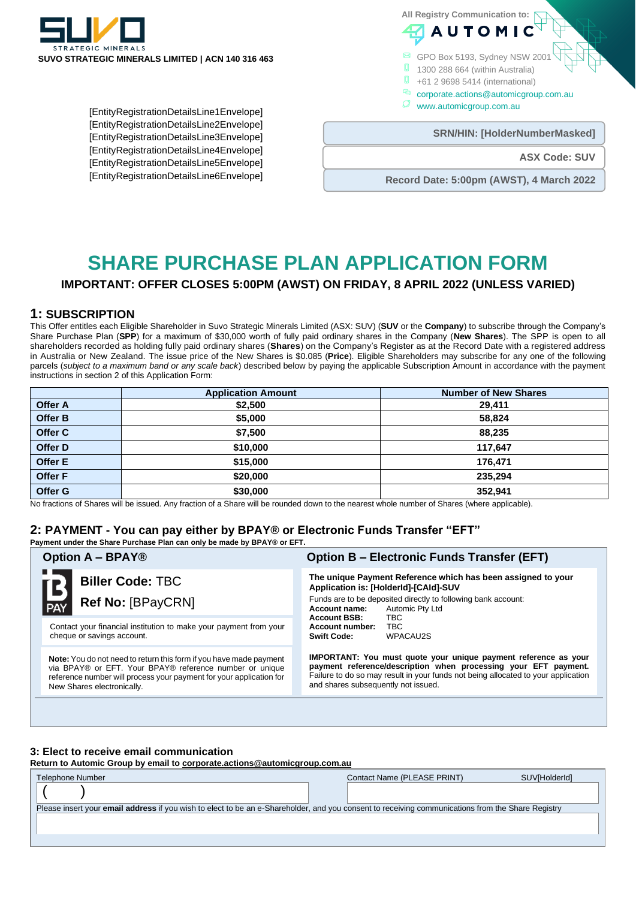SUVO STRATEGIC MINERALS

**SUVO STRATEGIC MINERALS LIMITED | ACN 140 316 463**

All Registry Communication to:

AUTOMIC

GPO Box 5193, Sydney NSW 2001
1300 288 664 (within Australia)
+61 2 9698 5414 (international)
corporate.actions@automicgroup.com.au
www.automicgroup.com.au

[EntityRegistrationDetailsLine1Envelope]
[EntityRegistrationDetailsLine2Envelope]
[EntityRegistrationDetailsLine3Envelope]
[EntityRegistrationDetailsLine4Envelope]
[EntityRegistrationDetailsLine5Envelope]
[EntityRegistrationDetailsLine6Envelope]

**SRN/HIN: [HolderNumberMasked]**

**ASX Code: SUV**

**Record Date: 5:00pm (AWST), 4 March 2022**

# SHARE PURCHASE PLAN APPLICATION FORM

**IMPORTANT: OFFER CLOSES 5:00PM (AWST) ON FRIDAY, 8 APRIL 2022 (UNLESS VARIED)**

## 1: SUBSCRIPTION

This Offer entitles each Eligible Shareholder in Suvo Strategic Minerals Limited (ASX: SUV) (**SUV** or the **Company**) to subscribe through the Company's Share Purchase Plan (**SPP**) for a maximum of $30,000 worth of fully paid ordinary shares in the Company (**New Shares**). The SPP is open to all shareholders recorded as holding fully paid ordinary shares (**Shares**) on the Company's Register as at the Record Date with a registered address in Australia or New Zealand. The issue price of the New Shares is $0.085 (**Price**). Eligible Shareholders may subscribe for any one of the following parcels (*subject to a maximum band or any scale back*) described below by paying the applicable Subscription Amount in accordance with the payment instructions in section 2 of this Application Form:

| | Application Amount | Number of New Shares |
|---|---|---|
| **Offer A** | **$2,500** | **29,411** |
| **Offer B** | **$5,000** | **58,824** |
| **Offer C** | **$7,500** | **88,235** |
| **Offer D** | **$10,000** | **117,647** |
| **Offer E** | **$15,000** | **176,471** |
| **Offer F** | **$20,000** | **235,294** |
| **Offer G** | **$30,000** | **352,941** |

No fractions of Shares will be issued. Any fraction of a Share will be rounded down to the nearest whole number of Shares (where applicable).

## 2: PAYMENT - You can pay either by BPAY® or Electronic Funds Transfer "EFT"

**Payment under the Share Purchase Plan can only be made by BPAY® or EFT.**

### Option A – BPAY®

**Biller Code:** TBC

**Ref No:** [BPayCRN]

Contact your financial institution to make your payment from your cheque or savings account.

**Note:** You do not need to return this form if you have made payment via BPAY® or EFT. Your BPAY® reference number or unique reference number will process your payment for your application for New Shares electronically.

### Option B – Electronic Funds Transfer (EFT)

**The unique Payment Reference which has been assigned to your Application is: [HolderId]-[CAId]-SUV**

Funds are to be deposited directly to following bank account:

**Account name:** Automic Pty Ltd
**Account BSB:** TBC
**Account number:** TBC
**Swift Code:** WPACAU2S

**IMPORTANT: You must quote your unique payment reference as your payment reference/description when processing your EFT payment.** Failure to do so may result in your funds not being allocated to your application and shares subsequently not issued.

## 3: Elect to receive email communication

**Return to Automic Group by email to corporate.actions@automicgroup.com.au**

Telephone Number ( )

Contact Name (PLEASE PRINT)

SUV[HolderId]

Please insert your **email address** if you wish to elect to be an e-Shareholder, and you consent to receiving communications from the Share Registry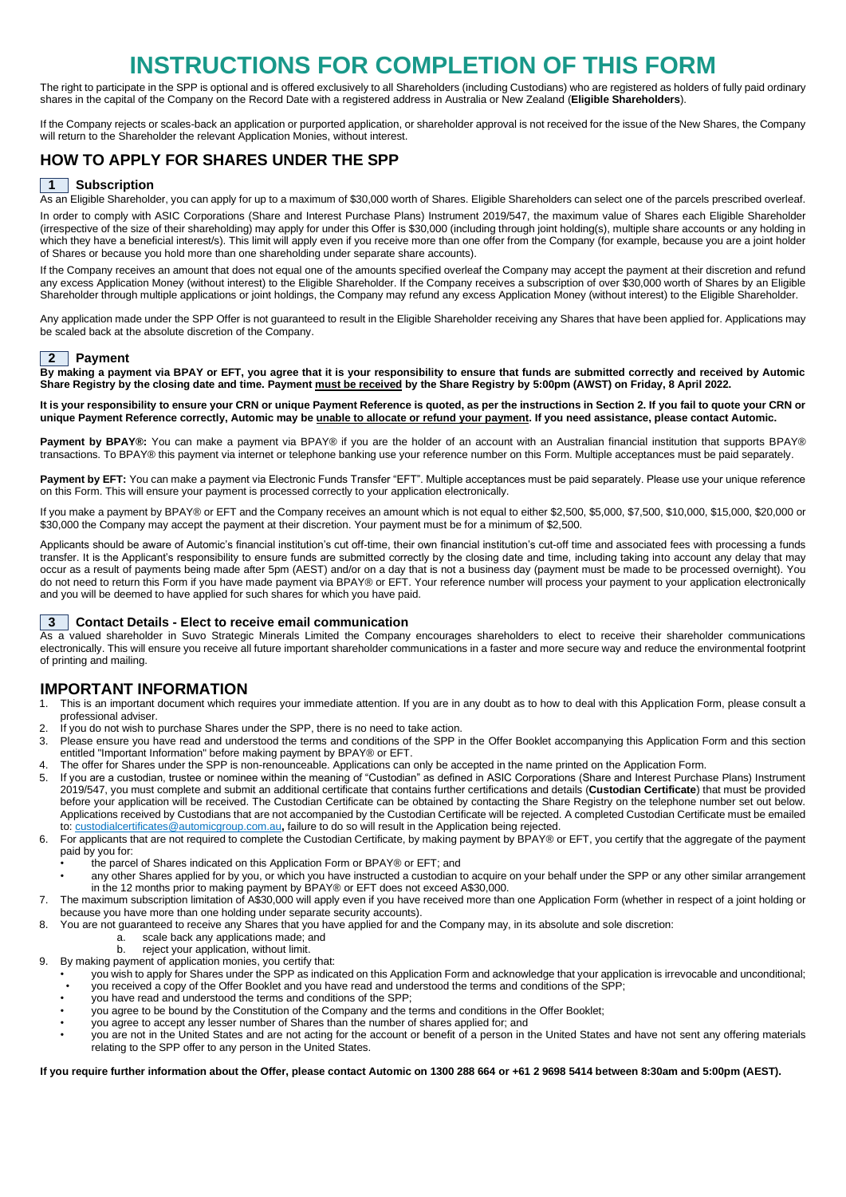# INSTRUCTIONS FOR COMPLETION OF THIS FORM

The right to participate in the SPP is optional and is offered exclusively to all Shareholders (including Custodians) who are registered as holders of fully paid ordinary shares in the capital of the Company on the Record Date with a registered address in Australia or New Zealand (**Eligible Shareholders**).

If the Company rejects or scales-back an application or purported application, or shareholder approval is not received for the issue of the New Shares, the Company will return to the Shareholder the relevant Application Monies, without interest.

## HOW TO APPLY FOR SHARES UNDER THE SPP

### 1 Subscription

As an Eligible Shareholder, you can apply for up to a maximum of $30,000 worth of Shares. Eligible Shareholders can select one of the parcels prescribed overleaf.

In order to comply with ASIC Corporations (Share and Interest Purchase Plans) Instrument 2019/547, the maximum value of Shares each Eligible Shareholder (irrespective of the size of their shareholding) may apply for under this Offer is $30,000 (including through joint holding(s), multiple share accounts or any holding in which they have a beneficial interest/s). This limit will apply even if you receive more than one offer from the Company (for example, because you are a joint holder of Shares or because you hold more than one shareholding under separate share accounts).

If the Company receives an amount that does not equal one of the amounts specified overleaf the Company may accept the payment at their discretion and refund any excess Application Money (without interest) to the Eligible Shareholder. If the Company receives a subscription of over $30,000 worth of Shares by an Eligible Shareholder through multiple applications or joint holdings, the Company may refund any excess Application Money (without interest) to the Eligible Shareholder.

Any application made under the SPP Offer is not guaranteed to result in the Eligible Shareholder receiving any Shares that have been applied for. Applications may be scaled back at the absolute discretion of the Company.

### 2 Payment

**By making a payment via BPAY or EFT, you agree that it is your responsibility to ensure that funds are submitted correctly and received by Automic Share Registry by the closing date and time. Payment must be received by the Share Registry by 5:00pm (AWST) on Friday, 8 April 2022.**

**It is your responsibility to ensure your CRN or unique Payment Reference is quoted, as per the instructions in Section 2. If you fail to quote your CRN or unique Payment Reference correctly, Automic may be unable to allocate or refund your payment. If you need assistance, please contact Automic.**

**Payment by BPAY®:** You can make a payment via BPAY® if you are the holder of an account with an Australian financial institution that supports BPAY® transactions. To BPAY® this payment via internet or telephone banking use your reference number on this Form. Multiple acceptances must be paid separately.

**Payment by EFT:** You can make a payment via Electronic Funds Transfer "EFT". Multiple acceptances must be paid separately. Please use your unique reference on this Form. This will ensure your payment is processed correctly to your application electronically.

If you make a payment by BPAY® or EFT and the Company receives an amount which is not equal to either $2,500, $5,000, $7,500, $10,000, $15,000, $20,000 or $30,000 the Company may accept the payment at their discretion. Your payment must be for a minimum of $2,500.

Applicants should be aware of Automic's financial institution's cut off-time, their own financial institution's cut-off time and associated fees with processing a funds transfer. It is the Applicant's responsibility to ensure funds are submitted correctly by the closing date and time, including taking into account any delay that may occur as a result of payments being made after 5pm (AEST) and/or on a day that is not a business day (payment must be made to be processed overnight). You do not need to return this Form if you have made payment via BPAY® or EFT. Your reference number will process your payment to your application electronically and you will be deemed to have applied for such shares for which you have paid.

### 3 Contact Details - Elect to receive email communication

As a valued shareholder in Suvo Strategic Minerals Limited the Company encourages shareholders to elect to receive their shareholder communications electronically. This will ensure you receive all future important shareholder communications in a faster and more secure way and reduce the environmental footprint of printing and mailing.

## IMPORTANT INFORMATION

1. This is an important document which requires your immediate attention. If you are in any doubt as to how to deal with this Application Form, please consult a professional adviser.
2. If you do not wish to purchase Shares under the SPP, there is no need to take action.
3. Please ensure you have read and understood the terms and conditions of the SPP in the Offer Booklet accompanying this Application Form and this section entitled "Important Information" before making payment by BPAY® or EFT.
4. The offer for Shares under the SPP is non-renounceable. Applications can only be accepted in the name printed on the Application Form.
5. If you are a custodian, trustee or nominee within the meaning of "Custodian" as defined in ASIC Corporations (Share and Interest Purchase Plans) Instrument 2019/547, you must complete and submit an additional certificate that contains further certifications and details (**Custodian Certificate**) that must be provided before your application will be received. The Custodian Certificate can be obtained by contacting the Share Registry on the telephone number set out below. Applications received by Custodians that are not accompanied by the Custodian Certificate will be rejected. A completed Custodian Certificate must be emailed to: custodialcertificates@automicgroup.com.au**,** failure to do so will result in the Application being rejected.
6. For applicants that are not required to complete the Custodian Certificate, by making payment by BPAY® or EFT, you certify that the aggregate of the payment paid by you for:
   - the parcel of Shares indicated on this Application Form or BPAY® or EFT; and
   - any other Shares applied for by you, or which you have instructed a custodian to acquire on your behalf under the SPP or any other similar arrangement in the 12 months prior to making payment by BPAY® or EFT does not exceed A$30,000.
7. The maximum subscription limitation of A$30,000 will apply even if you have received more than one Application Form (whether in respect of a joint holding or because you have more than one holding under separate security accounts).
8. You are not guaranteed to receive any Shares that you have applied for and the Company may, in its absolute and sole discretion:
   a. scale back any applications made; and
   b. reject your application, without limit.
9. By making payment of application monies, you certify that:
   - you wish to apply for Shares under the SPP as indicated on this Application Form and acknowledge that your application is irrevocable and unconditional;
   - you received a copy of the Offer Booklet and you have read and understood the terms and conditions of the SPP;
   - you have read and understood the terms and conditions of the SPP;
   - you agree to be bound by the Constitution of the Company and the terms and conditions in the Offer Booklet;
   - you agree to accept any lesser number of Shares than the number of shares applied for; and
   - you are not in the United States and are not acting for the account or benefit of a person in the United States and have not sent any offering materials relating to the SPP offer to any person in the United States.

**If you require further information about the Offer, please contact Automic on 1300 288 664 or +61 2 9698 5414 between 8:30am and 5:00pm (AEST).**